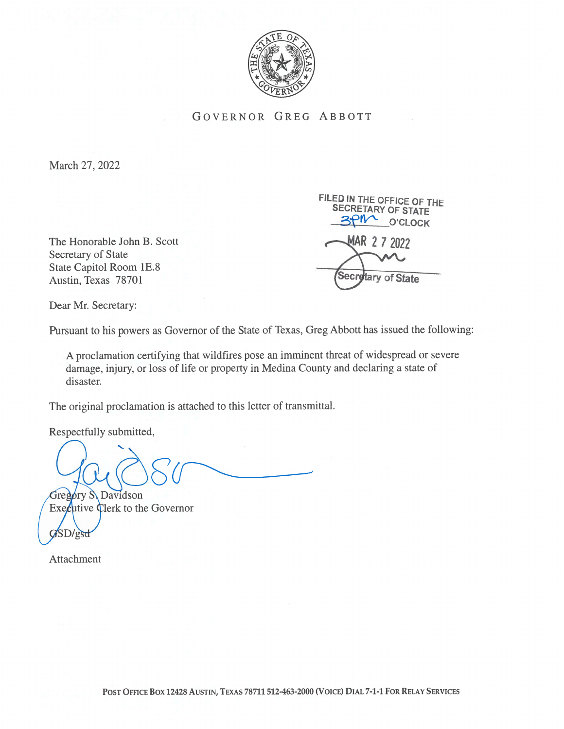GOVERNOR GREG ABBOTT

March 27, 2022

FILED IN THE OFFICE OF THE SECRETARY OF STATE
3pm O'CLOCK
MAR 27 2022
Secretary of State

The Honorable John B. Scott
Secretary of State
State Capitol Room 1E.8
Austin, Texas 78701

Dear Mr. Secretary:

Pursuant to his powers as Governor of the State of Texas, Greg Abbott has issued the following:

> A proclamation certifying that wildfires pose an imminent threat of widespread or severe damage, injury, or loss of life or property in Medina County and declaring a state of disaster.

The original proclamation is attached to this letter of transmittal.

Respectfully submitted,

Gregory S. Davidson
Executive Clerk to the Governor

GSD/gsd

Attachment

POST OFFICE BOX 12428 AUSTIN, TEXAS 78711 512-463-2000 (VOICE) DIAL 7-1-1 FOR RELAY SERVICES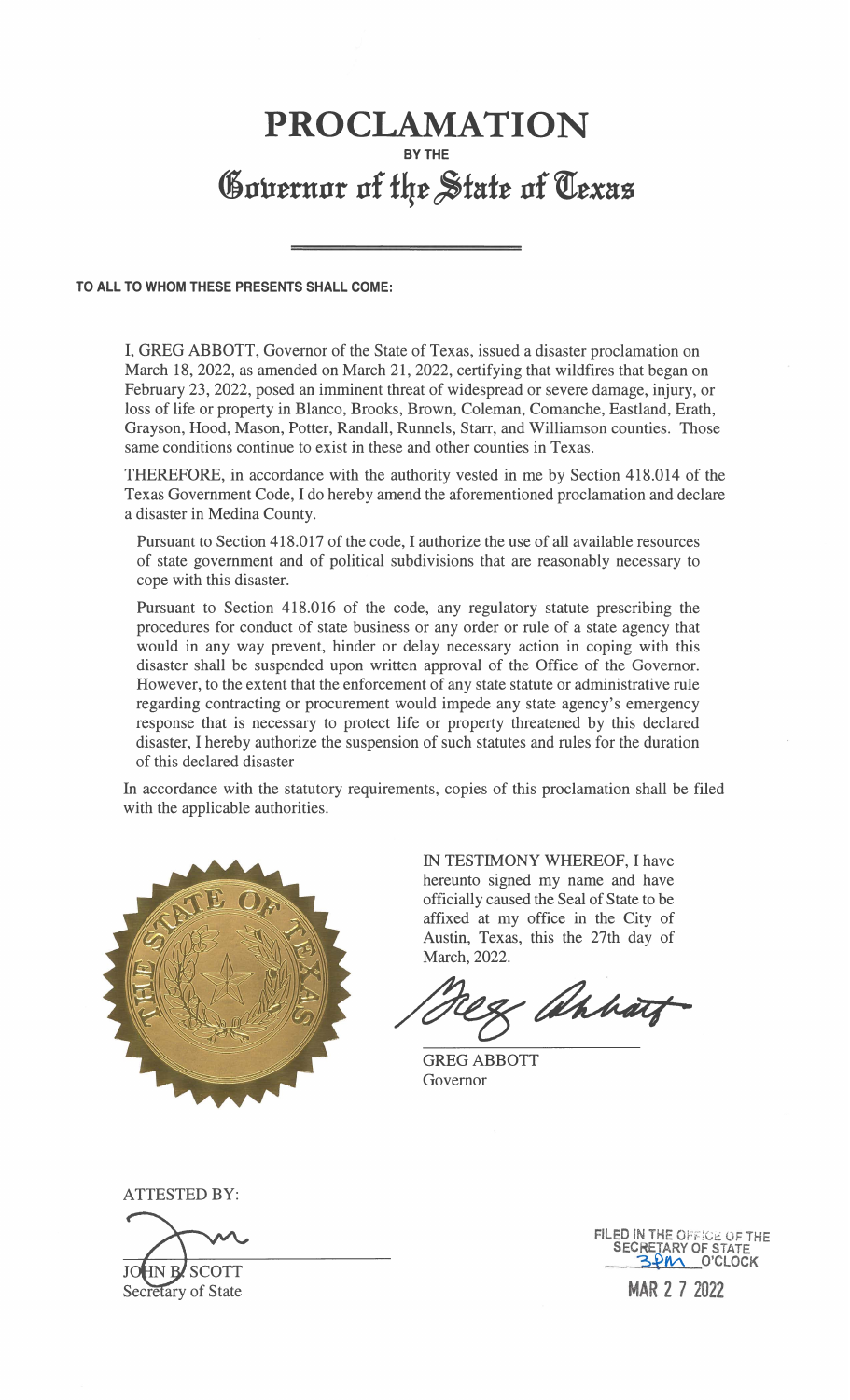# PROCLAMATION

**BY THE**

# Governor of the State of Texas

**TO ALL TO WHOM THESE PRESENTS SHALL COME:**

I, GREG ABBOTT, Governor of the State of Texas, issued a disaster proclamation on March 18, 2022, as amended on March 21, 2022, certifying that wildfires that began on February 23, 2022, posed an imminent threat of widespread or severe damage, injury, or loss of life or property in Blanco, Brooks, Brown, Coleman, Comanche, Eastland, Erath, Grayson, Hood, Mason, Potter, Randall, Runnels, Starr, and Williamson counties. Those same conditions continue to exist in these and other counties in Texas.

THEREFORE, in accordance with the authority vested in me by Section 418.014 of the Texas Government Code, I do hereby amend the aforementioned proclamation and declare a disaster in Medina County.

Pursuant to Section 418.017 of the code, I authorize the use of all available resources of state government and of political subdivisions that are reasonably necessary to cope with this disaster.

Pursuant to Section 418.016 of the code, any regulatory statute prescribing the procedures for conduct of state business or any order or rule of a state agency that would in any way prevent, hinder or delay necessary action in coping with this disaster shall be suspended upon written approval of the Office of the Governor. However, to the extent that the enforcement of any state statute or administrative rule regarding contracting or procurement would impede any state agency's emergency response that is necessary to protect life or property threatened by this declared disaster, I hereby authorize the suspension of such statutes and rules for the duration of this declared disaster

In accordance with the statutory requirements, copies of this proclamation shall be filed with the applicable authorities.

IN TESTIMONY WHEREOF, I have hereunto signed my name and have officially caused the Seal of State to be affixed at my office in the City of Austin, Texas, this the 27th day of March, 2022.

GREG ABBOTT
Governor

ATTESTED BY:

JOHN B. SCOTT
Secretary of State

FILED IN THE OFFICE OF THE SECRETARY OF STATE
3PM O'CLOCK
MAR 2 7 2022